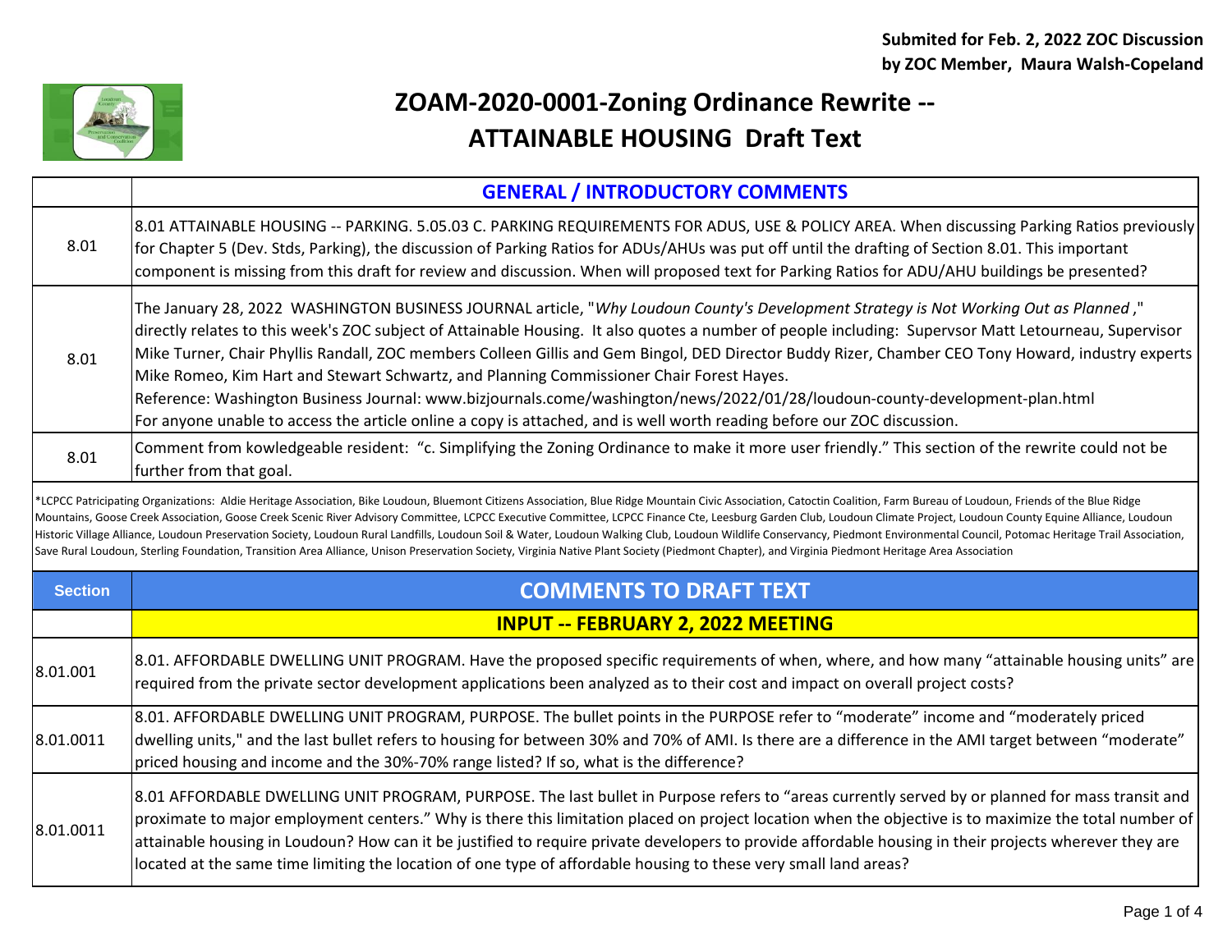**Submited for Feb. 2, 2022 ZOC Discussion**
**by ZOC Member, Maura Walsh-Copeland**

# ZOAM-2020-0001-Zoning Ordinance Rewrite -- ATTAINABLE HOUSING Draft Text

| | GENERAL / INTRODUCTORY COMMENTS |
|---|---|
| 8.01 | 8.01 ATTAINABLE HOUSING -- PARKING. 5.05.03 C. PARKING REQUIREMENTS FOR ADUS, USE & POLICY AREA. When discussing Parking Ratios previously for Chapter 5 (Dev. Stds, Parking), the discussion of Parking Ratios for ADUs/AHUs was put off until the drafting of Section 8.01. This important component is missing from this draft for review and discussion. When will proposed text for Parking Ratios for ADU/AHU buildings be presented? |
| 8.01 | The January 28, 2022 WASHINGTON BUSINESS JOURNAL article, "*Why Loudoun County's Development Strategy is Not Working Out as Planned* ," directly relates to this week's ZOC subject of Attainable Housing. It also quotes a number of people including: Supervsor Matt Letourneau, Supervisor Mike Turner, Chair Phyllis Randall, ZOC members Colleen Gillis and Gem Bingol, DED Director Buddy Rizer, Chamber CEO Tony Howard, industry experts Mike Romeo, Kim Hart and Stewart Schwartz, and Planning Commissioner Chair Forest Hayes. Reference: Washington Business Journal: www.bizjournals.come/washington/news/2022/01/28/loudoun-county-development-plan.html For anyone unable to access the article online a copy is attached, and is well worth reading before our ZOC discussion. |
| 8.01 | Comment from kowledgeable resident: "c. Simplifying the Zoning Ordinance to make it more user friendly." This section of the rewrite could not be further from that goal. |

*LCPCC Patricipating Organizations: Aldie Heritage Association, Bike Loudoun, Bluemont Citizens Association, Blue Ridge Mountain Civic Association, Catoctin Coalition, Farm Bureau of Loudoun, Friends of the Blue Ridge Mountains, Goose Creek Association, Goose Creek Scenic River Advisory Committee, LCPCC Executive Committee, LCPCC Finance Cte, Leesburg Garden Club, Loudoun Climate Project, Loudoun County Equine Alliance, Loudoun Historic Village Alliance, Loudoun Preservation Society, Loudoun Rural Landfills, Loudoun Soil & Water, Loudoun Walking Club, Loudoun Wildlife Conservancy, Piedmont Environmental Council, Potomac Heritage Trail Association, Save Rural Loudoun, Sterling Foundation, Transition Area Alliance, Unison Preservation Society, Virginia Native Plant Society (Piedmont Chapter), and Virginia Piedmont Heritage Area Association

| Section | COMMENTS TO DRAFT TEXT |
|---|---|
| | **INPUT -- FEBRUARY 2, 2022 MEETING** |
| 8.01.001 | 8.01. AFFORDABLE DWELLING UNIT PROGRAM. Have the proposed specific requirements of when, where, and how many "attainable housing units" are required from the private sector development applications been analyzed as to their cost and impact on overall project costs? |
| 8.01.0011 | 8.01. AFFORDABLE DWELLING UNIT PROGRAM, PURPOSE. The bullet points in the PURPOSE refer to "moderate" income and "moderately priced dwelling units," and the last bullet refers to housing for between 30% and 70% of AMI. Is there are a difference in the AMI target between "moderate" priced housing and income and the 30%-70% range listed? If so, what is the difference? |
| 8.01.0011 | 8.01 AFFORDABLE DWELLING UNIT PROGRAM, PURPOSE. The last bullet in Purpose refers to "areas currently served by or planned for mass transit and proximate to major employment centers." Why is there this limitation placed on project location when the objective is to maximize the total number of attainable housing in Loudoun? How can it be justified to require private developers to provide affordable housing in their projects wherever they are located at the same time limiting the location of one type of affordable housing to these very small land areas? |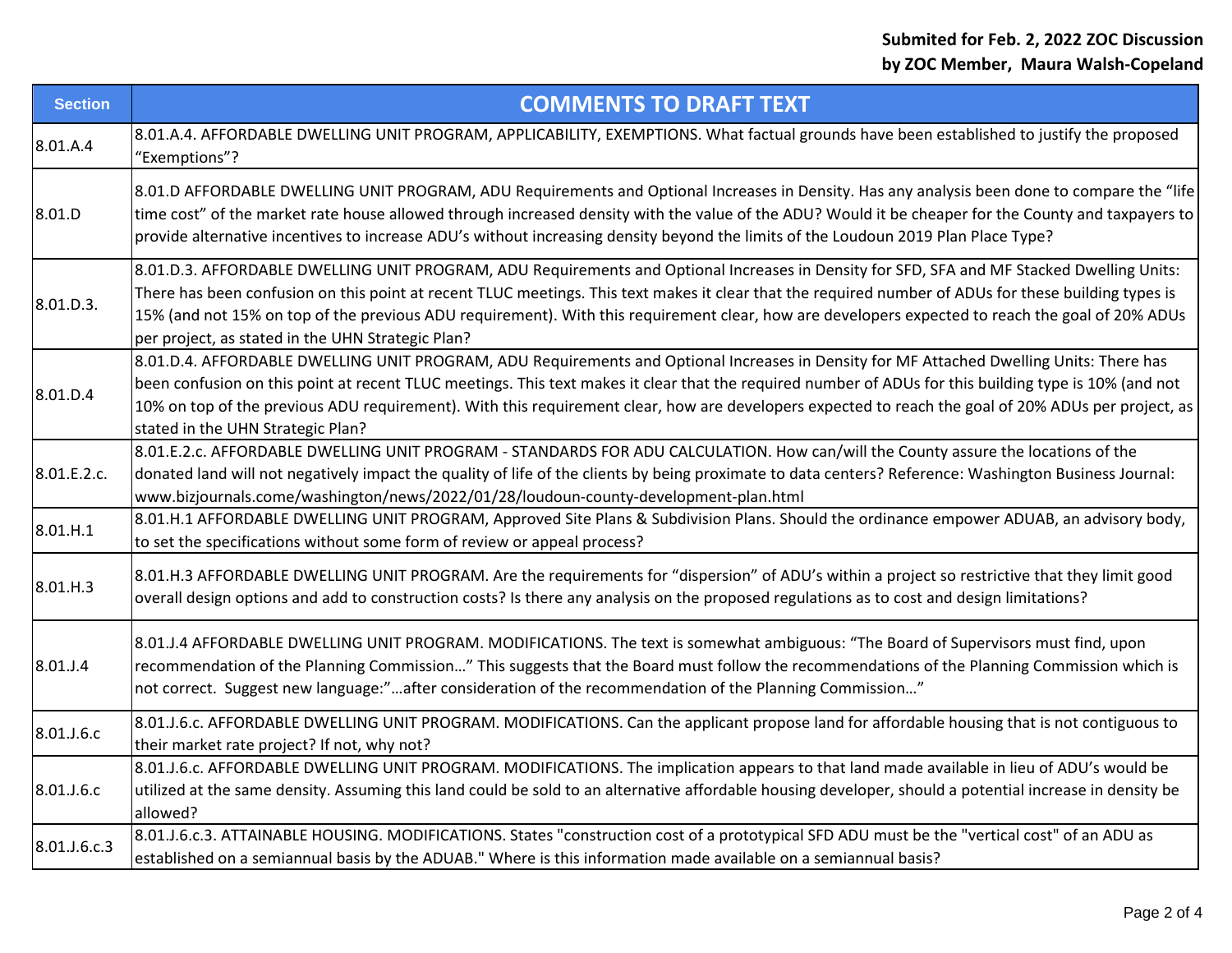**Submited for Feb. 2, 2022 ZOC Discussion**
**by ZOC Member, Maura Walsh-Copeland**

| Section | COMMENTS TO DRAFT TEXT |
|---|---|
| 8.01.A.4 | 8.01.A.4. AFFORDABLE DWELLING UNIT PROGRAM, APPLICABILITY, EXEMPTIONS. What factual grounds have been established to justify the proposed "Exemptions"? |
| 8.01.D | 8.01.D AFFORDABLE DWELLING UNIT PROGRAM, ADU Requirements and Optional Increases in Density. Has any analysis been done to compare the "life time cost" of the market rate house allowed through increased density with the value of the ADU? Would it be cheaper for the County and taxpayers to provide alternative incentives to increase ADU's without increasing density beyond the limits of the Loudoun 2019 Plan Place Type? |
| 8.01.D.3. | 8.01.D.3. AFFORDABLE DWELLING UNIT PROGRAM, ADU Requirements and Optional Increases in Density for SFD, SFA and MF Stacked Dwelling Units: There has been confusion on this point at recent TLUC meetings. This text makes it clear that the required number of ADUs for these building types is 15% (and not 15% on top of the previous ADU requirement). With this requirement clear, how are developers expected to reach the goal of 20% ADUs per project, as stated in the UHN Strategic Plan? |
| 8.01.D.4 | 8.01.D.4. AFFORDABLE DWELLING UNIT PROGRAM, ADU Requirements and Optional Increases in Density for MF Attached Dwelling Units: There has been confusion on this point at recent TLUC meetings. This text makes it clear that the required number of ADUs for this building type is 10% (and not 10% on top of the previous ADU requirement). With this requirement clear, how are developers expected to reach the goal of 20% ADUs per project, as stated in the UHN Strategic Plan? |
| 8.01.E.2.c. | 8.01.E.2.c. AFFORDABLE DWELLING UNIT PROGRAM - STANDARDS FOR ADU CALCULATION. How can/will the County assure the locations of the donated land will not negatively impact the quality of life of the clients by being proximate to data centers? Reference: Washington Business Journal: www.bizjournals.come/washington/news/2022/01/28/loudoun-county-development-plan.html |
| 8.01.H.1 | 8.01.H.1 AFFORDABLE DWELLING UNIT PROGRAM, Approved Site Plans & Subdivision Plans. Should the ordinance empower ADUAB, an advisory body, to set the specifications without some form of review or appeal process? |
| 8.01.H.3 | 8.01.H.3 AFFORDABLE DWELLING UNIT PROGRAM. Are the requirements for "dispersion" of ADU's within a project so restrictive that they limit good overall design options and add to construction costs? Is there any analysis on the proposed regulations as to cost and design limitations? |
| 8.01.J.4 | 8.01.J.4 AFFORDABLE DWELLING UNIT PROGRAM. MODIFICATIONS. The text is somewhat ambiguous: "The Board of Supervisors must find, upon recommendation of the Planning Commission…" This suggests that the Board must follow the recommendations of the Planning Commission which is not correct. Suggest new language:"…after consideration of the recommendation of the Planning Commission…" |
| 8.01.J.6.c | 8.01.J.6.c. AFFORDABLE DWELLING UNIT PROGRAM. MODIFICATIONS. Can the applicant propose land for affordable housing that is not contiguous to their market rate project? If not, why not? |
| 8.01.J.6.c | 8.01.J.6.c. AFFORDABLE DWELLING UNIT PROGRAM. MODIFICATIONS. The implication appears to that land made available in lieu of ADU's would be utilized at the same density. Assuming this land could be sold to an alternative affordable housing developer, should a potential increase in density be allowed? |
| 8.01.J.6.c.3 | 8.01.J.6.c.3. ATTAINABLE HOUSING. MODIFICATIONS. States "construction cost of a prototypical SFD ADU must be the "vertical cost" of an ADU as established on a semiannual basis by the ADUAB." Where is this information made available on a semiannual basis? |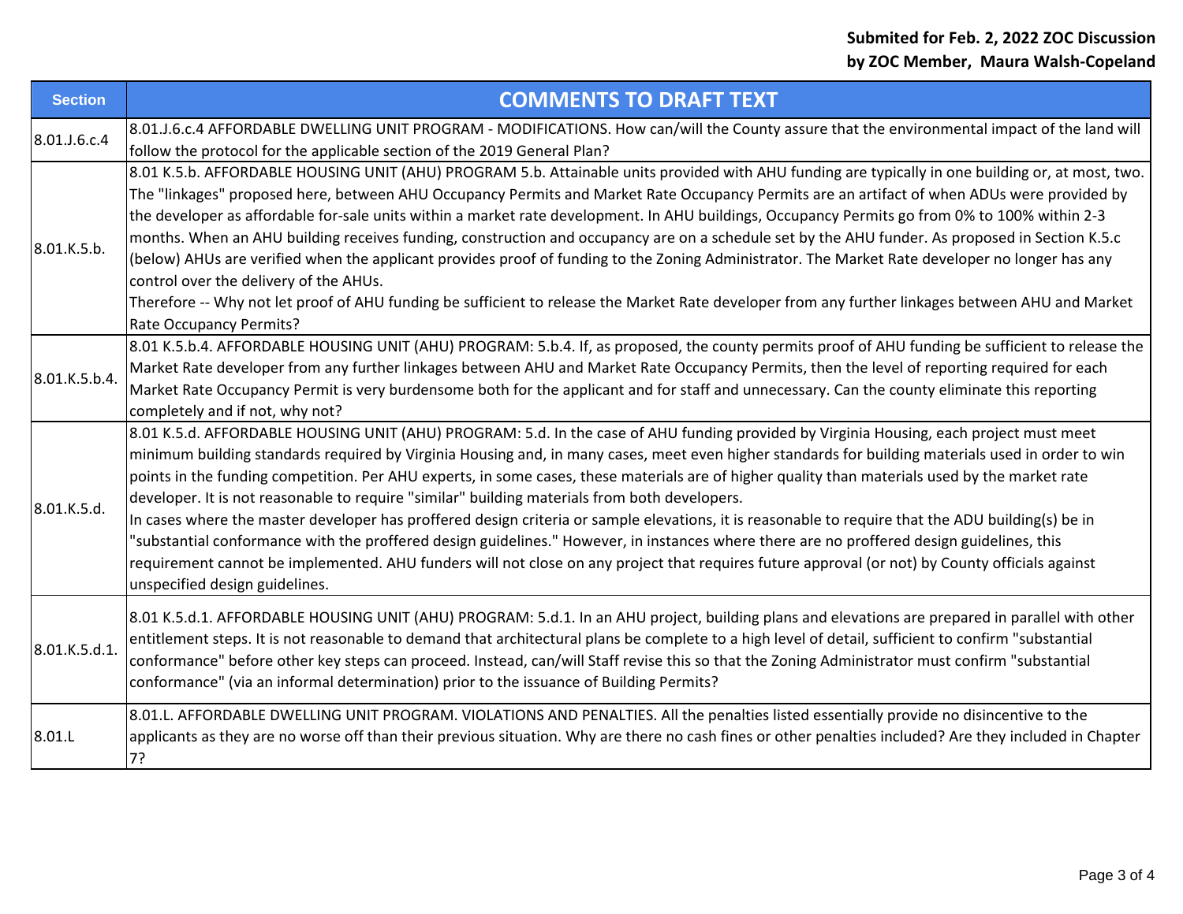**Submited for Feb. 2, 2022 ZOC Discussion by ZOC Member, Maura Walsh-Copeland**

| Section | COMMENTS TO DRAFT TEXT |
|---|---|
| 8.01.J.6.c.4 | 8.01.J.6.c.4 AFFORDABLE DWELLING UNIT PROGRAM - MODIFICATIONS. How can/will the County assure that the environmental impact of the land will follow the protocol for the applicable section of the 2019 General Plan? |
| 8.01.K.5.b. | 8.01 K.5.b. AFFORDABLE HOUSING UNIT (AHU) PROGRAM 5.b. Attainable units provided with AHU funding are typically in one building or, at most, two. The "linkages" proposed here, between AHU Occupancy Permits and Market Rate Occupancy Permits are an artifact of when ADUs were provided by the developer as affordable for-sale units within a market rate development. In AHU buildings, Occupancy Permits go from 0% to 100% within 2-3 months. When an AHU building receives funding, construction and occupancy are on a schedule set by the AHU funder. As proposed in Section K.5.c (below) AHUs are verified when the applicant provides proof of funding to the Zoning Administrator. The Market Rate developer no longer has any control over the delivery of the AHUs.<br>Therefore -- Why not let proof of AHU funding be sufficient to release the Market Rate developer from any further linkages between AHU and Market Rate Occupancy Permits? |
| 8.01.K.5.b.4. | 8.01 K.5.b.4. AFFORDABLE HOUSING UNIT (AHU) PROGRAM: 5.b.4. If, as proposed, the county permits proof of AHU funding be sufficient to release the Market Rate developer from any further linkages between AHU and Market Rate Occupancy Permits, then the level of reporting required for each Market Rate Occupancy Permit is very burdensome both for the applicant and for staff and unnecessary. Can the county eliminate this reporting completely and if not, why not? |
| 8.01.K.5.d. | 8.01 K.5.d. AFFORDABLE HOUSING UNIT (AHU) PROGRAM: 5.d. In the case of AHU funding provided by Virginia Housing, each project must meet minimum building standards required by Virginia Housing and, in many cases, meet even higher standards for building materials used in order to win points in the funding competition. Per AHU experts, in some cases, these materials are of higher quality than materials used by the market rate developer. It is not reasonable to require "similar" building materials from both developers.<br>In cases where the master developer has proffered design criteria or sample elevations, it is reasonable to require that the ADU building(s) be in "substantial conformance with the proffered design guidelines." However, in instances where there are no proffered design guidelines, this requirement cannot be implemented. AHU funders will not close on any project that requires future approval (or not) by County officials against unspecified design guidelines. |
| 8.01.K.5.d.1. | 8.01 K.5.d.1. AFFORDABLE HOUSING UNIT (AHU) PROGRAM: 5.d.1. In an AHU project, building plans and elevations are prepared in parallel with other entitlement steps. It is not reasonable to demand that architectural plans be complete to a high level of detail, sufficient to confirm "substantial conformance" before other key steps can proceed. Instead, can/will Staff revise this so that the Zoning Administrator must confirm "substantial conformance" (via an informal determination) prior to the issuance of Building Permits? |
| 8.01.L | 8.01.L. AFFORDABLE DWELLING UNIT PROGRAM. VIOLATIONS AND PENALTIES. All the penalties listed essentially provide no disincentive to the applicants as they are no worse off than their previous situation. Why are there no cash fines or other penalties included? Are they included in Chapter 7? |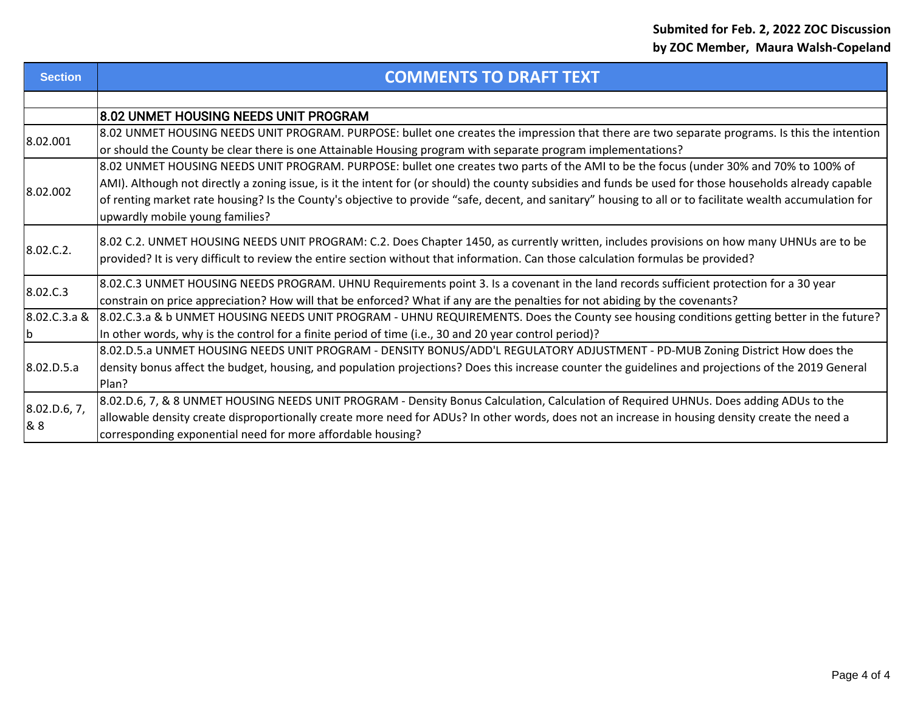**Submited for Feb. 2, 2022 ZOC Discussion**
**by ZOC Member, Maura Walsh-Copeland**

| Section | COMMENTS TO DRAFT TEXT |
|---|---|
| | |
| | **8.02 UNMET HOUSING NEEDS UNIT PROGRAM** |
| 8.02.001 | 8.02 UNMET HOUSING NEEDS UNIT PROGRAM. PURPOSE: bullet one creates the impression that there are two separate programs. Is this the intention or should the County be clear there is one Attainable Housing program with separate program implementations? |
| 8.02.002 | 8.02 UNMET HOUSING NEEDS UNIT PROGRAM. PURPOSE: bullet one creates two parts of the AMI to be the focus (under 30% and 70% to 100% of AMI). Although not directly a zoning issue, is it the intent for (or should) the county subsidies and funds be used for those households already capable of renting market rate housing? Is the County's objective to provide "safe, decent, and sanitary" housing to all or to facilitate wealth accumulation for upwardly mobile young families? |
| 8.02.C.2. | 8.02 C.2. UNMET HOUSING NEEDS UNIT PROGRAM: C.2. Does Chapter 1450, as currently written, includes provisions on how many UHNUs are to be provided? It is very difficult to review the entire section without that information. Can those calculation formulas be provided? |
| 8.02.C.3 | 8.02.C.3 UNMET HOUSING NEEDS PROGRAM. UHNU Requirements point 3. Is a covenant in the land records sufficient protection for a 30 year constrain on price appreciation? How will that be enforced? What if any are the penalties for not abiding by the covenants? |
| 8.02.C.3.a & b | 8.02.C.3.a & b UNMET HOUSING NEEDS UNIT PROGRAM - UHNU REQUIREMENTS. Does the County see housing conditions getting better in the future? In other words, why is the control for a finite period of time (i.e., 30 and 20 year control period)? |
| 8.02.D.5.a | 8.02.D.5.a UNMET HOUSING NEEDS UNIT PROGRAM - DENSITY BONUS/ADD'L REGULATORY ADJUSTMENT - PD-MUB Zoning District How does the density bonus affect the budget, housing, and population projections? Does this increase counter the guidelines and projections of the 2019 General Plan? |
| 8.02.D.6, 7, & 8 | 8.02.D.6, 7, & 8 UNMET HOUSING NEEDS UNIT PROGRAM - Density Bonus Calculation, Calculation of Required UHNUs. Does adding ADUs to the allowable density create disproportionally create more need for ADUs? In other words, does not an increase in housing density create the need a corresponding exponential need for more affordable housing? |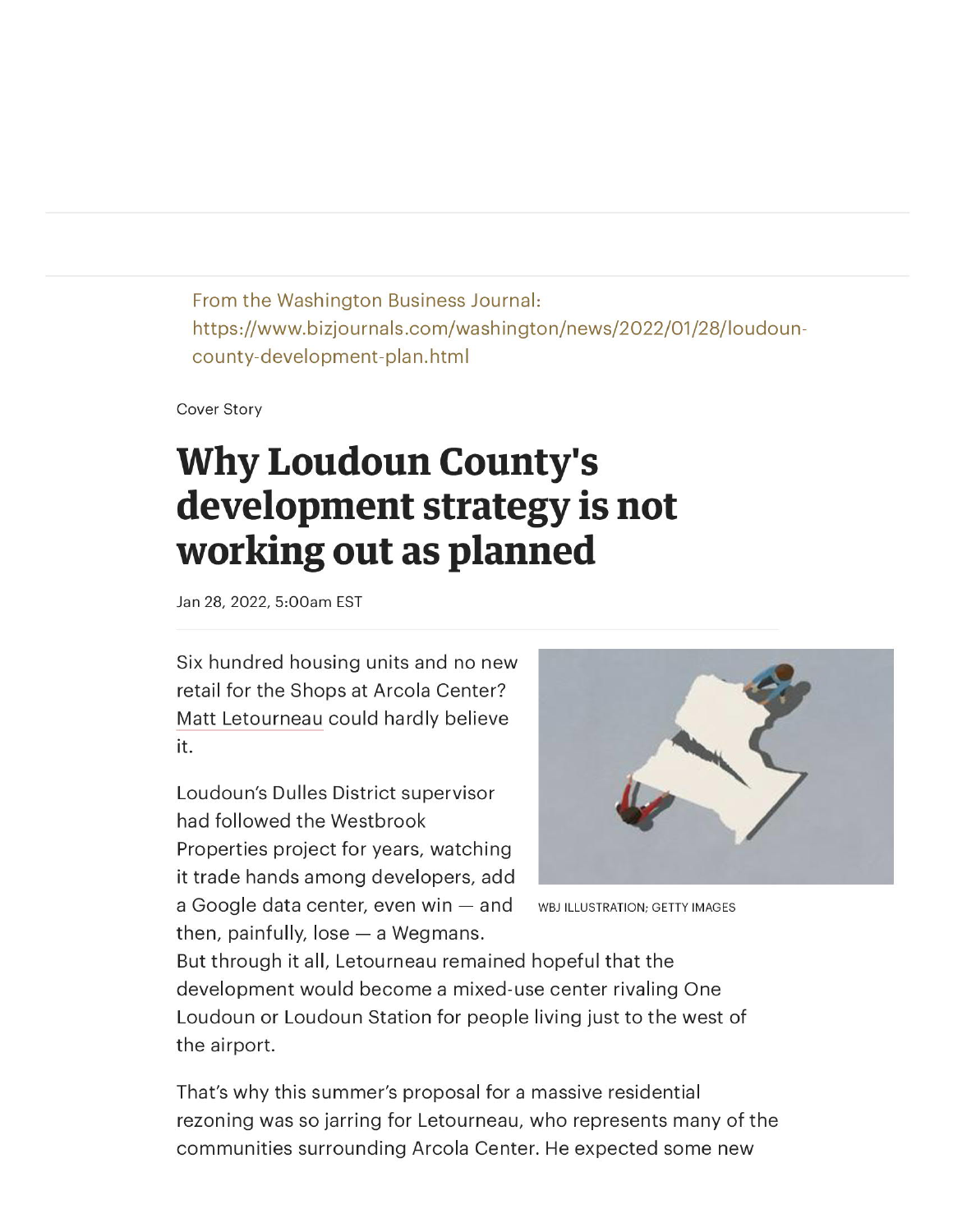From the Washington Business Journal: https://www.bizjournals.com/washington/news/2022/01/28/loudoun-county-development-plan.html

Cover Story

# Why Loudoun County's development strategy is not working out as planned

Jan 28, 2022, 5:00am EST

WBJ ILLUSTRATION; GETTY IMAGES

Six hundred housing units and no new retail for the Shops at Arcola Center? Matt Letourneau could hardly believe it.

Loudoun's Dulles District supervisor had followed the Westbrook Properties project for years, watching it trade hands among developers, add a Google data center, even win — and then, painfully, lose — a Wegmans. But through it all, Letourneau remained hopeful that the development would become a mixed-use center rivaling One Loudoun or Loudoun Station for people living just to the west of the airport.

That's why this summer's proposal for a massive residential rezoning was so jarring for Letourneau, who represents many of the communities surrounding Arcola Center. He expected some new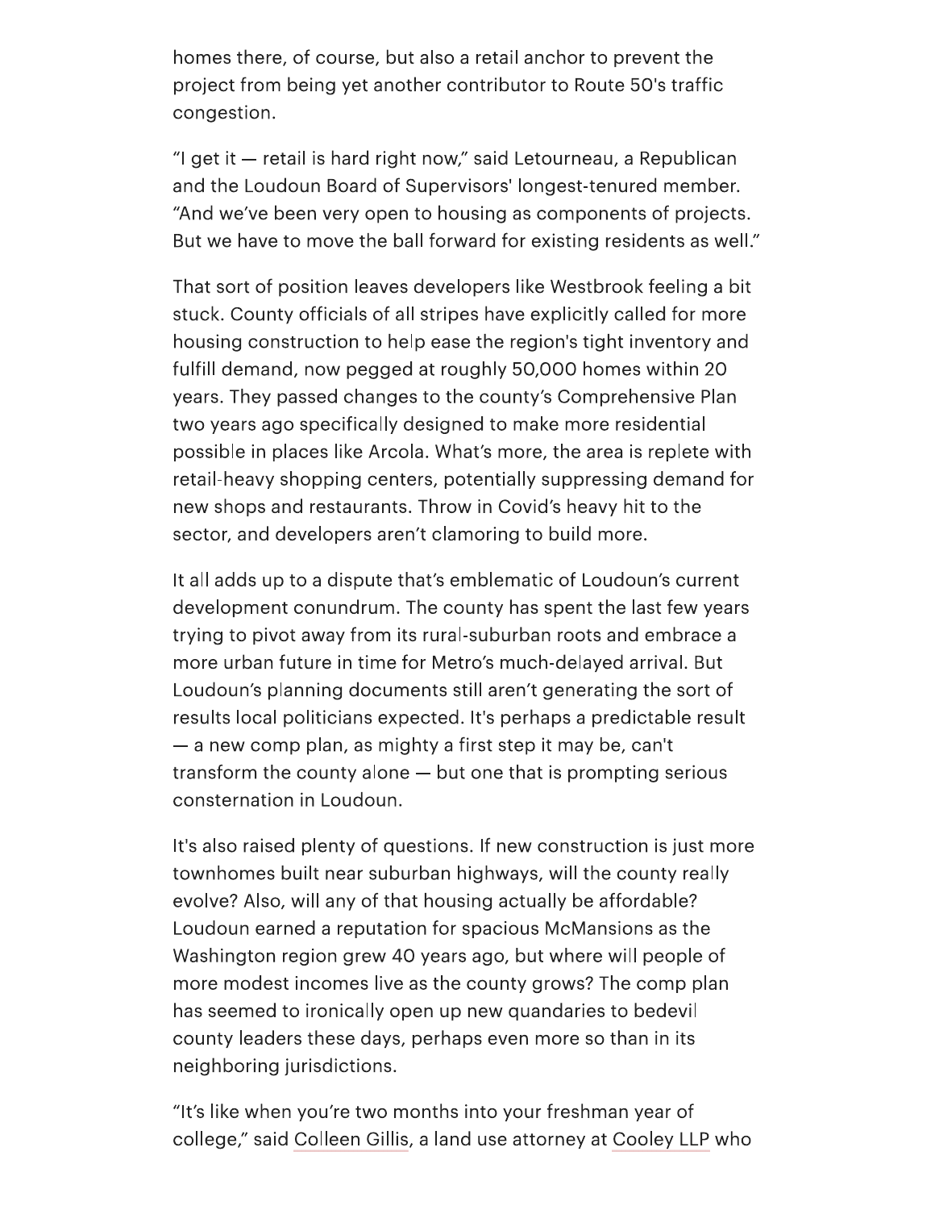homes there, of course, but also a retail anchor to prevent the project from being yet another contributor to Route 50's traffic congestion.

"I get it — retail is hard right now," said Letourneau, a Republican and the Loudoun Board of Supervisors' longest-tenured member. "And we've been very open to housing as components of projects. But we have to move the ball forward for existing residents as well."

That sort of position leaves developers like Westbrook feeling a bit stuck. County officials of all stripes have explicitly called for more housing construction to help ease the region's tight inventory and fulfill demand, now pegged at roughly 50,000 homes within 20 years. They passed changes to the county's Comprehensive Plan two years ago specifically designed to make more residential possible in places like Arcola. What's more, the area is replete with retail-heavy shopping centers, potentially suppressing demand for new shops and restaurants. Throw in Covid's heavy hit to the sector, and developers aren't clamoring to build more.

It all adds up to a dispute that's emblematic of Loudoun's current development conundrum. The county has spent the last few years trying to pivot away from its rural-suburban roots and embrace a more urban future in time for Metro's much-delayed arrival. But Loudoun's planning documents still aren't generating the sort of results local politicians expected. It's perhaps a predictable result — a new comp plan, as mighty a first step it may be, can't transform the county alone — but one that is prompting serious consternation in Loudoun.

It's also raised plenty of questions. If new construction is just more townhomes built near suburban highways, will the county really evolve? Also, will any of that housing actually be affordable? Loudoun earned a reputation for spacious McMansions as the Washington region grew 40 years ago, but where will people of more modest incomes live as the county grows? The comp plan has seemed to ironically open up new quandaries to bedevil county leaders these days, perhaps even more so than in its neighboring jurisdictions.

"It's like when you're two months into your freshman year of college," said Colleen Gillis, a land use attorney at Cooley LLP who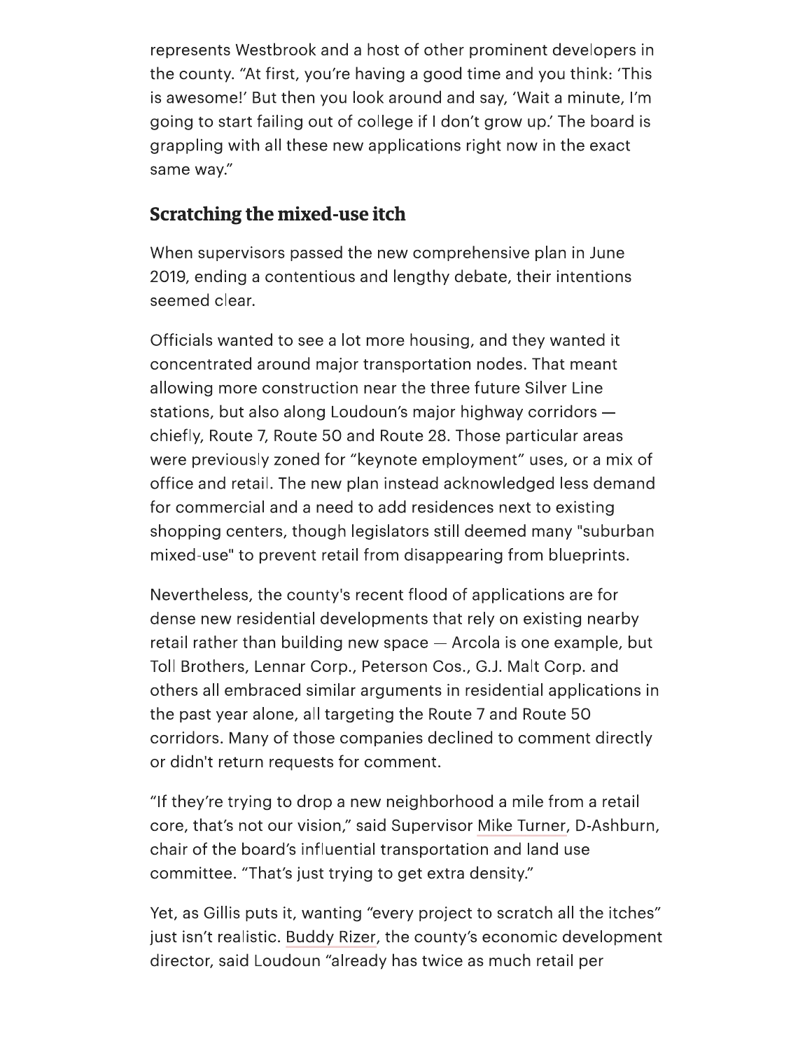represents Westbrook and a host of other prominent developers in the county. "At first, you're having a good time and you think: 'This is awesome!' But then you look around and say, 'Wait a minute, I'm going to start failing out of college if I don't grow up.' The board is grappling with all these new applications right now in the exact same way."

## Scratching the mixed-use itch

When supervisors passed the new comprehensive plan in June 2019, ending a contentious and lengthy debate, their intentions seemed clear.

Officials wanted to see a lot more housing, and they wanted it concentrated around major transportation nodes. That meant allowing more construction near the three future Silver Line stations, but also along Loudoun's major highway corridors — chiefly, Route 7, Route 50 and Route 28. Those particular areas were previously zoned for "keynote employment" uses, or a mix of office and retail. The new plan instead acknowledged less demand for commercial and a need to add residences next to existing shopping centers, though legislators still deemed many "suburban mixed-use" to prevent retail from disappearing from blueprints.

Nevertheless, the county's recent flood of applications are for dense new residential developments that rely on existing nearby retail rather than building new space — Arcola is one example, but Toll Brothers, Lennar Corp., Peterson Cos., G.J. Malt Corp. and others all embraced similar arguments in residential applications in the past year alone, all targeting the Route 7 and Route 50 corridors. Many of those companies declined to comment directly or didn't return requests for comment.

"If they're trying to drop a new neighborhood a mile from a retail core, that's not our vision," said Supervisor Mike Turner, D-Ashburn, chair of the board's influential transportation and land use committee. "That's just trying to get extra density."

Yet, as Gillis puts it, wanting "every project to scratch all the itches" just isn't realistic. Buddy Rizer, the county's economic development director, said Loudoun "already has twice as much retail per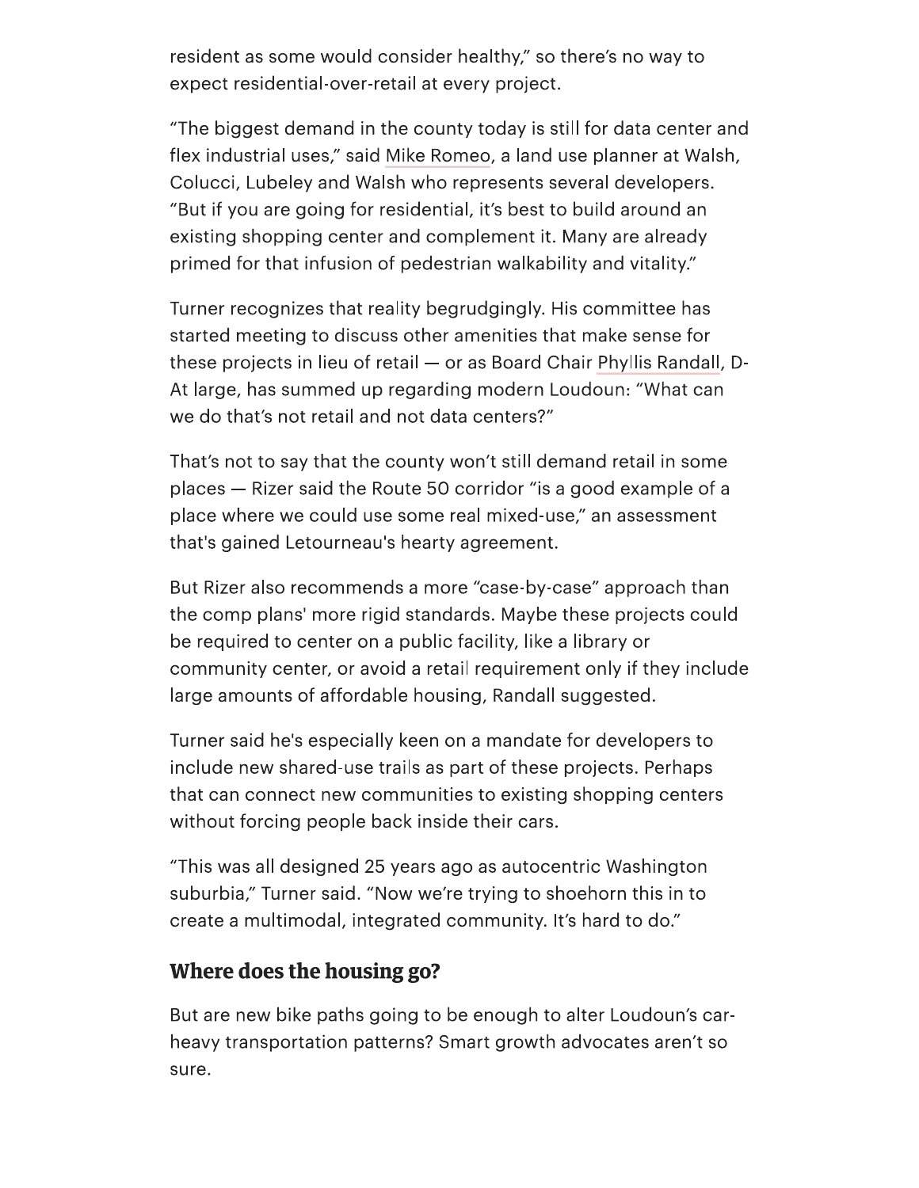resident as some would consider healthy," so there's no way to expect residential-over-retail at every project.

"The biggest demand in the county today is still for data center and flex industrial uses," said Mike Romeo, a land use planner at Walsh, Colucci, Lubeley and Walsh who represents several developers. "But if you are going for residential, it's best to build around an existing shopping center and complement it. Many are already primed for that infusion of pedestrian walkability and vitality."

Turner recognizes that reality begrudgingly. His committee has started meeting to discuss other amenities that make sense for these projects in lieu of retail — or as Board Chair Phyllis Randall, D-At large, has summed up regarding modern Loudoun: "What can we do that's not retail and not data centers?"

That's not to say that the county won't still demand retail in some places — Rizer said the Route 50 corridor "is a good example of a place where we could use some real mixed-use," an assessment that's gained Letourneau's hearty agreement.

But Rizer also recommends a more "case-by-case" approach than the comp plans' more rigid standards. Maybe these projects could be required to center on a public facility, like a library or community center, or avoid a retail requirement only if they include large amounts of affordable housing, Randall suggested.

Turner said he's especially keen on a mandate for developers to include new shared-use trails as part of these projects. Perhaps that can connect new communities to existing shopping centers without forcing people back inside their cars.

"This was all designed 25 years ago as autocentric Washington suburbia," Turner said. "Now we're trying to shoehorn this in to create a multimodal, integrated community. It's hard to do."

## Where does the housing go?

But are new bike paths going to be enough to alter Loudoun's car-heavy transportation patterns? Smart growth advocates aren't so sure.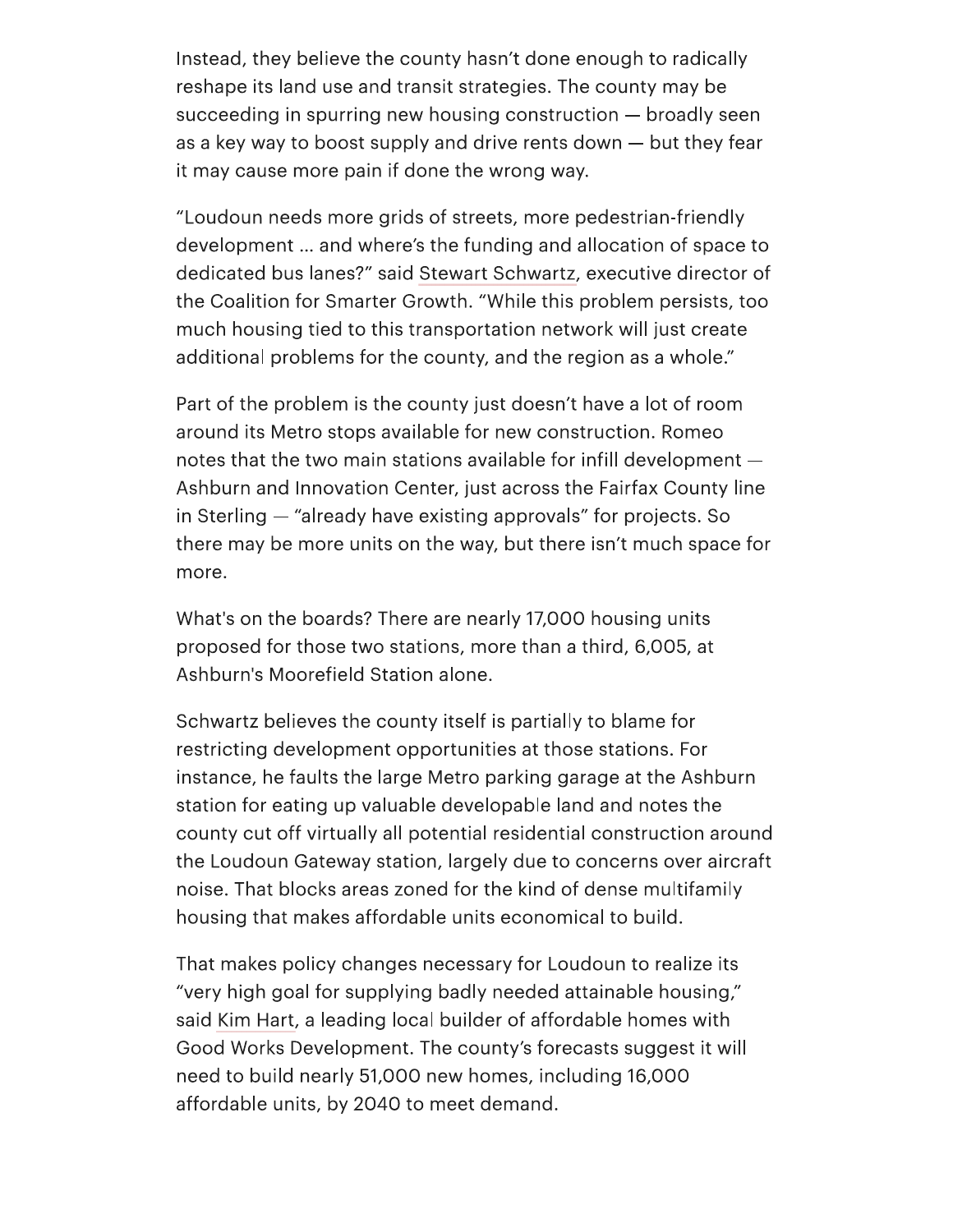Instead, they believe the county hasn't done enough to radically reshape its land use and transit strategies. The county may be succeeding in spurring new housing construction — broadly seen as a key way to boost supply and drive rents down — but they fear it may cause more pain if done the wrong way.

"Loudoun needs more grids of streets, more pedestrian-friendly development ... and where's the funding and allocation of space to dedicated bus lanes?" said Stewart Schwartz, executive director of the Coalition for Smarter Growth. "While this problem persists, too much housing tied to this transportation network will just create additional problems for the county, and the region as a whole."

Part of the problem is the county just doesn't have a lot of room around its Metro stops available for new construction. Romeo notes that the two main stations available for infill development — Ashburn and Innovation Center, just across the Fairfax County line in Sterling — "already have existing approvals" for projects. So there may be more units on the way, but there isn't much space for more.

What's on the boards? There are nearly 17,000 housing units proposed for those two stations, more than a third, 6,005, at Ashburn's Moorefield Station alone.

Schwartz believes the county itself is partially to blame for restricting development opportunities at those stations. For instance, he faults the large Metro parking garage at the Ashburn station for eating up valuable developable land and notes the county cut off virtually all potential residential construction around the Loudoun Gateway station, largely due to concerns over aircraft noise. That blocks areas zoned for the kind of dense multifamily housing that makes affordable units economical to build.

That makes policy changes necessary for Loudoun to realize its "very high goal for supplying badly needed attainable housing," said Kim Hart, a leading local builder of affordable homes with Good Works Development. The county's forecasts suggest it will need to build nearly 51,000 new homes, including 16,000 affordable units, by 2040 to meet demand.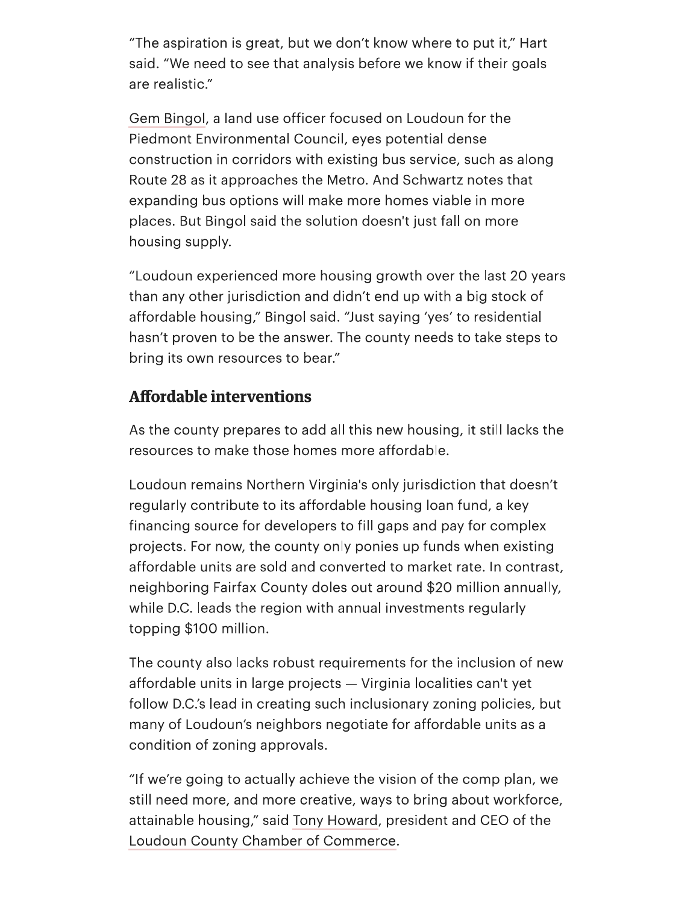"The aspiration is great, but we don't know where to put it," Hart said. "We need to see that analysis before we know if their goals are realistic."

Gem Bingol, a land use officer focused on Loudoun for the Piedmont Environmental Council, eyes potential dense construction in corridors with existing bus service, such as along Route 28 as it approaches the Metro. And Schwartz notes that expanding bus options will make more homes viable in more places. But Bingol said the solution doesn't just fall on more housing supply.

"Loudoun experienced more housing growth over the last 20 years than any other jurisdiction and didn't end up with a big stock of affordable housing," Bingol said. "Just saying 'yes' to residential hasn't proven to be the answer. The county needs to take steps to bring its own resources to bear."

## Affordable interventions

As the county prepares to add all this new housing, it still lacks the resources to make those homes more affordable.

Loudoun remains Northern Virginia's only jurisdiction that doesn't regularly contribute to its affordable housing loan fund, a key financing source for developers to fill gaps and pay for complex projects. For now, the county only ponies up funds when existing affordable units are sold and converted to market rate. In contrast, neighboring Fairfax County doles out around $20 million annually, while D.C. leads the region with annual investments regularly topping $100 million.

The county also lacks robust requirements for the inclusion of new affordable units in large projects — Virginia localities can't yet follow D.C.'s lead in creating such inclusionary zoning policies, but many of Loudoun's neighbors negotiate for affordable units as a condition of zoning approvals.

"If we're going to actually achieve the vision of the comp plan, we still need more, and more creative, ways to bring about workforce, attainable housing," said Tony Howard, president and CEO of the Loudoun County Chamber of Commerce.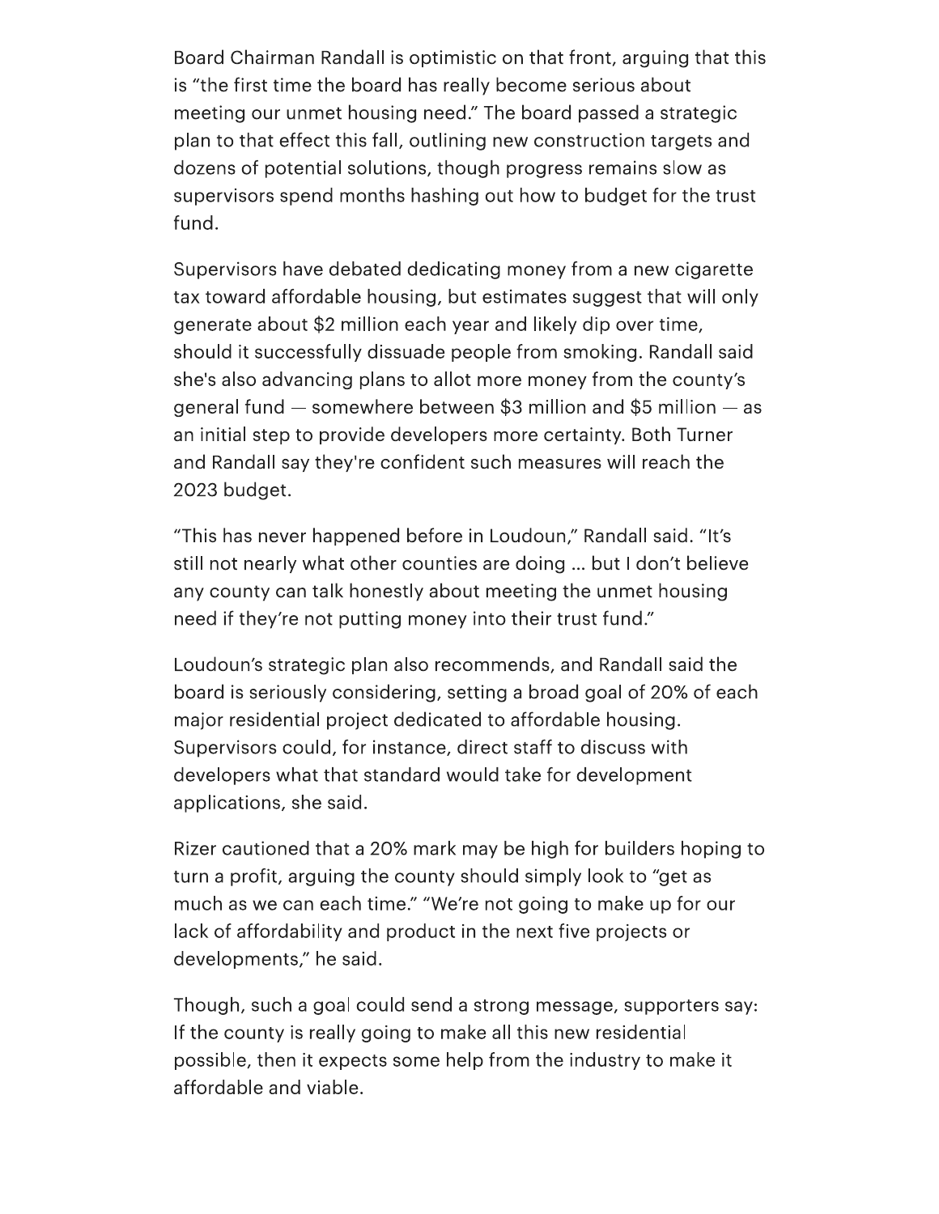Board Chairman Randall is optimistic on that front, arguing that this is "the first time the board has really become serious about meeting our unmet housing need." The board passed a strategic plan to that effect this fall, outlining new construction targets and dozens of potential solutions, though progress remains slow as supervisors spend months hashing out how to budget for the trust fund.

Supervisors have debated dedicating money from a new cigarette tax toward affordable housing, but estimates suggest that will only generate about $2 million each year and likely dip over time, should it successfully dissuade people from smoking. Randall said she's also advancing plans to allot more money from the county's general fund — somewhere between $3 million and $5 million — as an initial step to provide developers more certainty. Both Turner and Randall say they're confident such measures will reach the 2023 budget.

"This has never happened before in Loudoun," Randall said. "It's still not nearly what other counties are doing ... but I don't believe any county can talk honestly about meeting the unmet housing need if they're not putting money into their trust fund."

Loudoun's strategic plan also recommends, and Randall said the board is seriously considering, setting a broad goal of 20% of each major residential project dedicated to affordable housing. Supervisors could, for instance, direct staff to discuss with developers what that standard would take for development applications, she said.

Rizer cautioned that a 20% mark may be high for builders hoping to turn a profit, arguing the county should simply look to "get as much as we can each time." "We're not going to make up for our lack of affordability and product in the next five projects or developments," he said.

Though, such a goal could send a strong message, supporters say: If the county is really going to make all this new residential possible, then it expects some help from the industry to make it affordable and viable.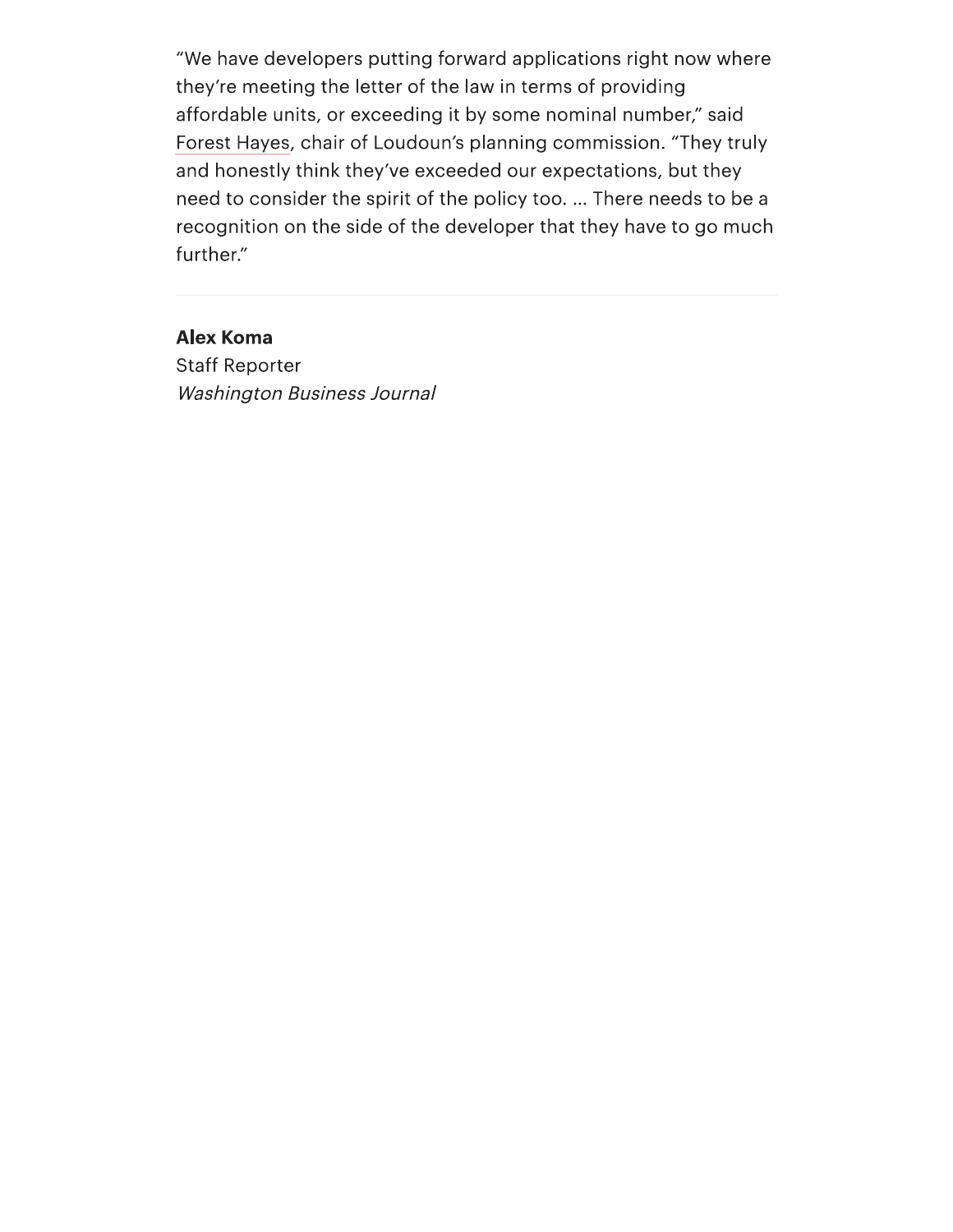"We have developers putting forward applications right now where they're meeting the letter of the law in terms of providing affordable units, or exceeding it by some nominal number," said Forest Hayes, chair of Loudoun's planning commission. "They truly and honestly think they've exceeded our expectations, but they need to consider the spirit of the policy too. ... There needs to be a recognition on the side of the developer that they have to go much further."

---

**Alex Koma**
Staff Reporter
*Washington Business Journal*